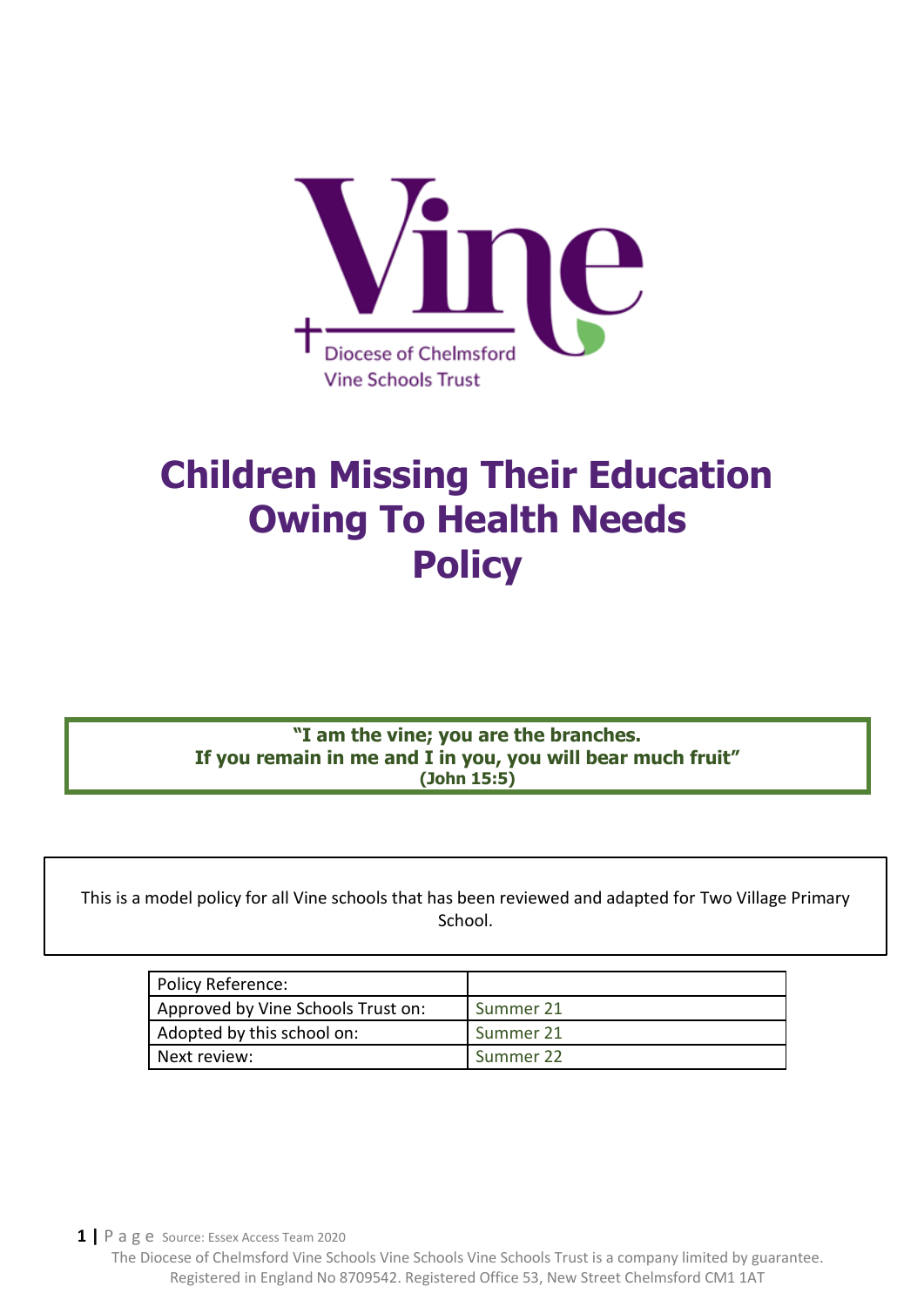Vine

Diocese of Chelmsford
Vine Schools Trust

# Children Missing Their Education Owing To Health Needs Policy

**"I am the vine; you are the branches.**
**If you remain in me and I in you, you will bear much fruit"**
**(John 15:5)**

This is a model policy for all Vine schools that has been reviewed and adapted for Two Village Primary School.

| Policy Reference: | |
|---|---|
| Approved by Vine Schools Trust on: | Summer 21 |
| Adopted by this school on: | Summer 21 |
| Next review: | Summer 22 |

Source: Essex Access Team 2020

The Diocese of Chelmsford Vine Schools Vine Schools Vine Schools Trust is a company limited by guarantee. Registered in England No 8709542. Registered Office 53, New Street Chelmsford CM1 1AT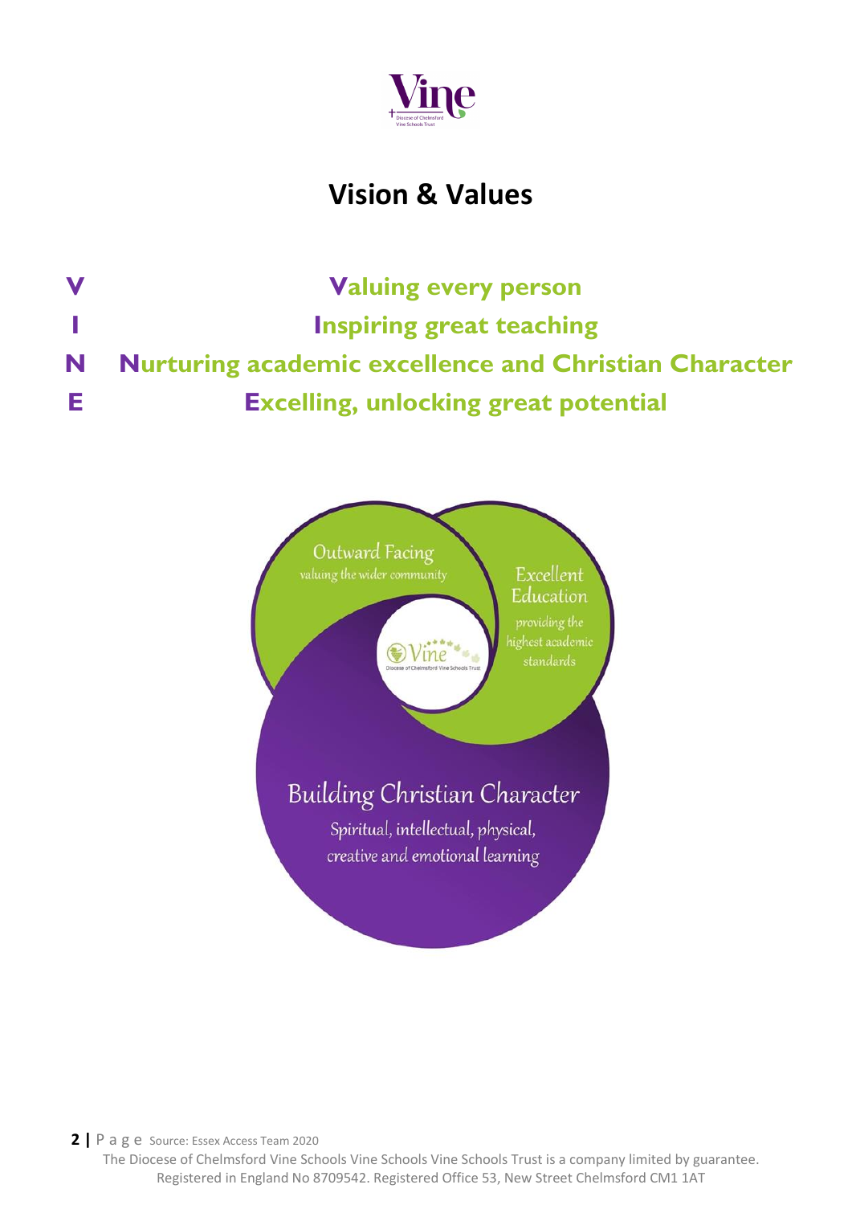# Vision & Values

**V** **V**aluing every person

**I** **I**nspiring great teaching

**N** **N**urturing academic excellence and Christian Character

**E** **E**xcelling, unlocking great potential

Outward Facing
valuing the wider community

Excellent Education
providing the highest academic standards

Building Christian Character
Spiritual, intellectual, physical, creative and emotional learning

Source: Essex Access Team 2020

The Diocese of Chelmsford Vine Schools Vine Schools Vine Schools Trust is a company limited by guarantee. Registered in England No 8709542. Registered Office 53, New Street Chelmsford CM1 1AT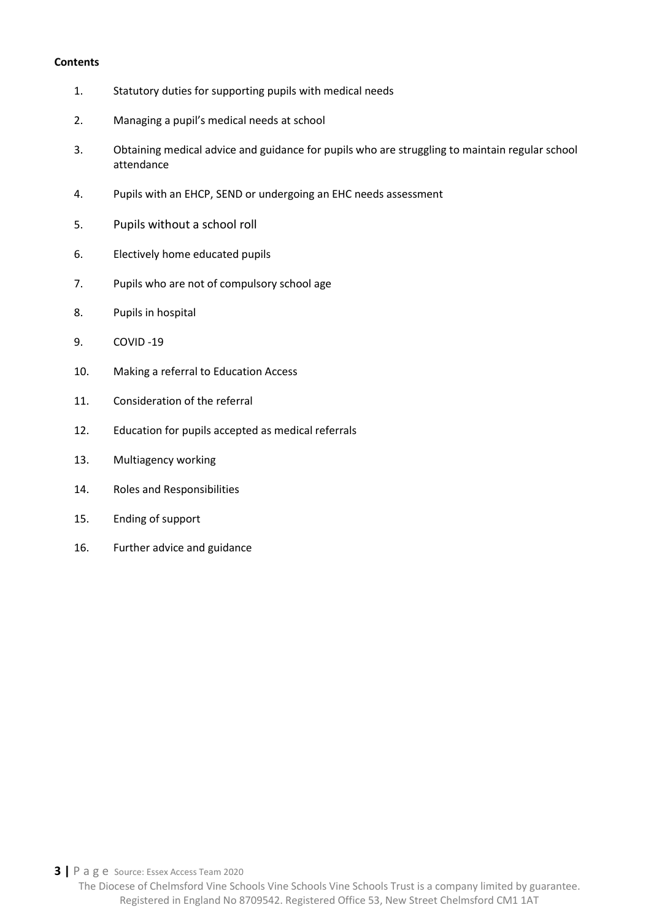**Contents**

1. Statutory duties for supporting pupils with medical needs
2. Managing a pupil's medical needs at school
3. Obtaining medical advice and guidance for pupils who are struggling to maintain regular school attendance
4. Pupils with an EHCP, SEND or undergoing an EHC needs assessment
5. Pupils without a school roll
6. Electively home educated pupils
7. Pupils who are not of compulsory school age
8. Pupils in hospital
9. COVID -19
10. Making a referral to Education Access
11. Consideration of the referral
12. Education for pupils accepted as medical referrals
13. Multiagency working
14. Roles and Responsibilities
15. Ending of support
16. Further advice and guidance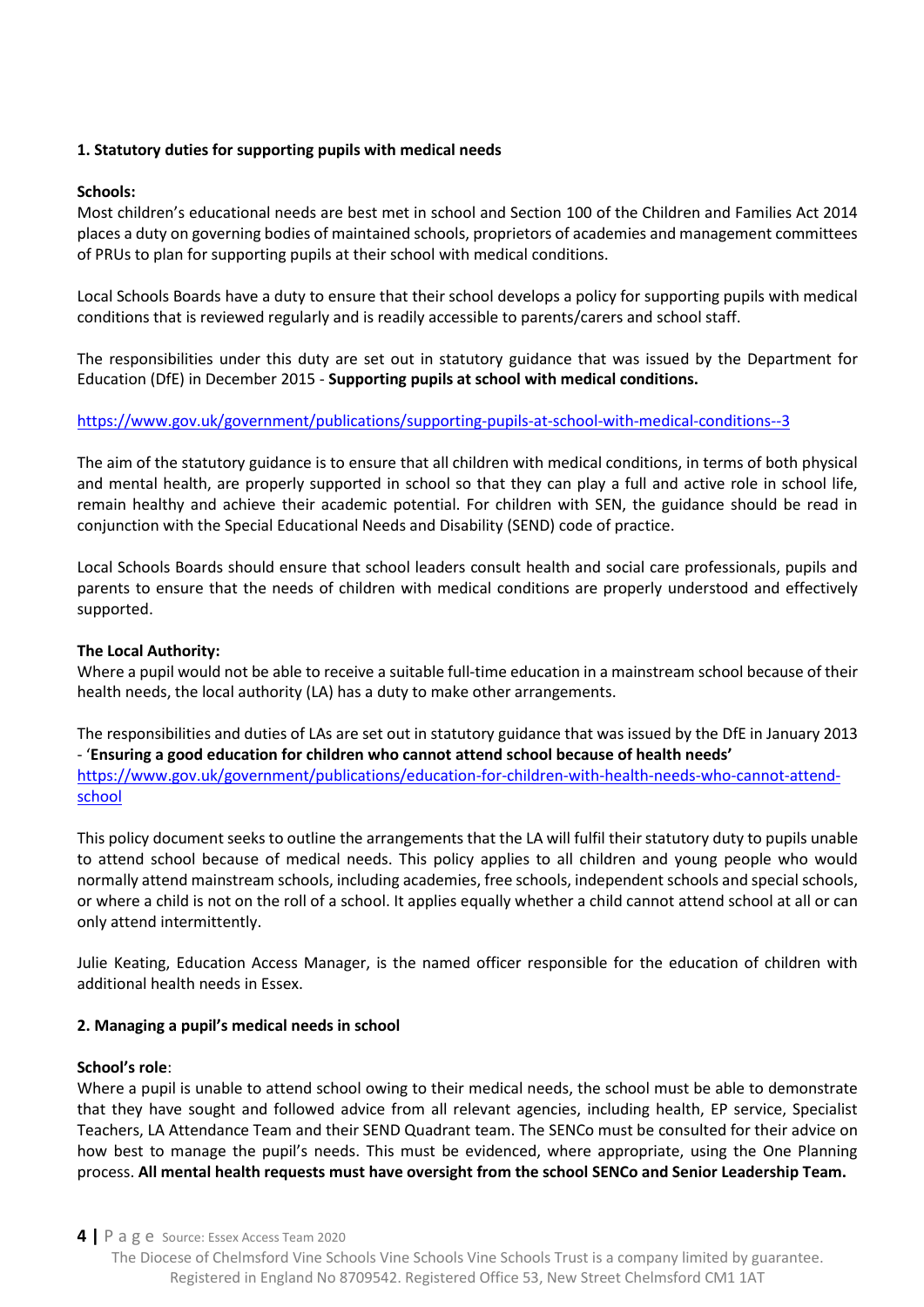## 1. Statutory duties for supporting pupils with medical needs

**Schools:**

Most children's educational needs are best met in school and Section 100 of the Children and Families Act 2014 places a duty on governing bodies of maintained schools, proprietors of academies and management committees of PRUs to plan for supporting pupils at their school with medical conditions.

Local Schools Boards have a duty to ensure that their school develops a policy for supporting pupils with medical conditions that is reviewed regularly and is readily accessible to parents/carers and school staff.

The responsibilities under this duty are set out in statutory guidance that was issued by the Department for Education (DfE) in December 2015 - **Supporting pupils at school with medical conditions.**

https://www.gov.uk/government/publications/supporting-pupils-at-school-with-medical-conditions--3

The aim of the statutory guidance is to ensure that all children with medical conditions, in terms of both physical and mental health, are properly supported in school so that they can play a full and active role in school life, remain healthy and achieve their academic potential. For children with SEN, the guidance should be read in conjunction with the Special Educational Needs and Disability (SEND) code of practice.

Local Schools Boards should ensure that school leaders consult health and social care professionals, pupils and parents to ensure that the needs of children with medical conditions are properly understood and effectively supported.

**The Local Authority:**

Where a pupil would not be able to receive a suitable full-time education in a mainstream school because of their health needs, the local authority (LA) has a duty to make other arrangements.

The responsibilities and duties of LAs are set out in statutory guidance that was issued by the DfE in January 2013 - '**Ensuring a good education for children who cannot attend school because of health needs'**
https://www.gov.uk/government/publications/education-for-children-with-health-needs-who-cannot-attend-school

This policy document seeks to outline the arrangements that the LA will fulfil their statutory duty to pupils unable to attend school because of medical needs. This policy applies to all children and young people who would normally attend mainstream schools, including academies, free schools, independent schools and special schools, or where a child is not on the roll of a school. It applies equally whether a child cannot attend school at all or can only attend intermittently.

Julie Keating, Education Access Manager, is the named officer responsible for the education of children with additional health needs in Essex.

## 2. Managing a pupil's medical needs in school

**School's role**:

Where a pupil is unable to attend school owing to their medical needs, the school must be able to demonstrate that they have sought and followed advice from all relevant agencies, including health, EP service, Specialist Teachers, LA Attendance Team and their SEND Quadrant team. The SENCo must be consulted for their advice on how best to manage the pupil's needs. This must be evidenced, where appropriate, using the One Planning process. **All mental health requests must have oversight from the school SENCo and Senior Leadership Team.**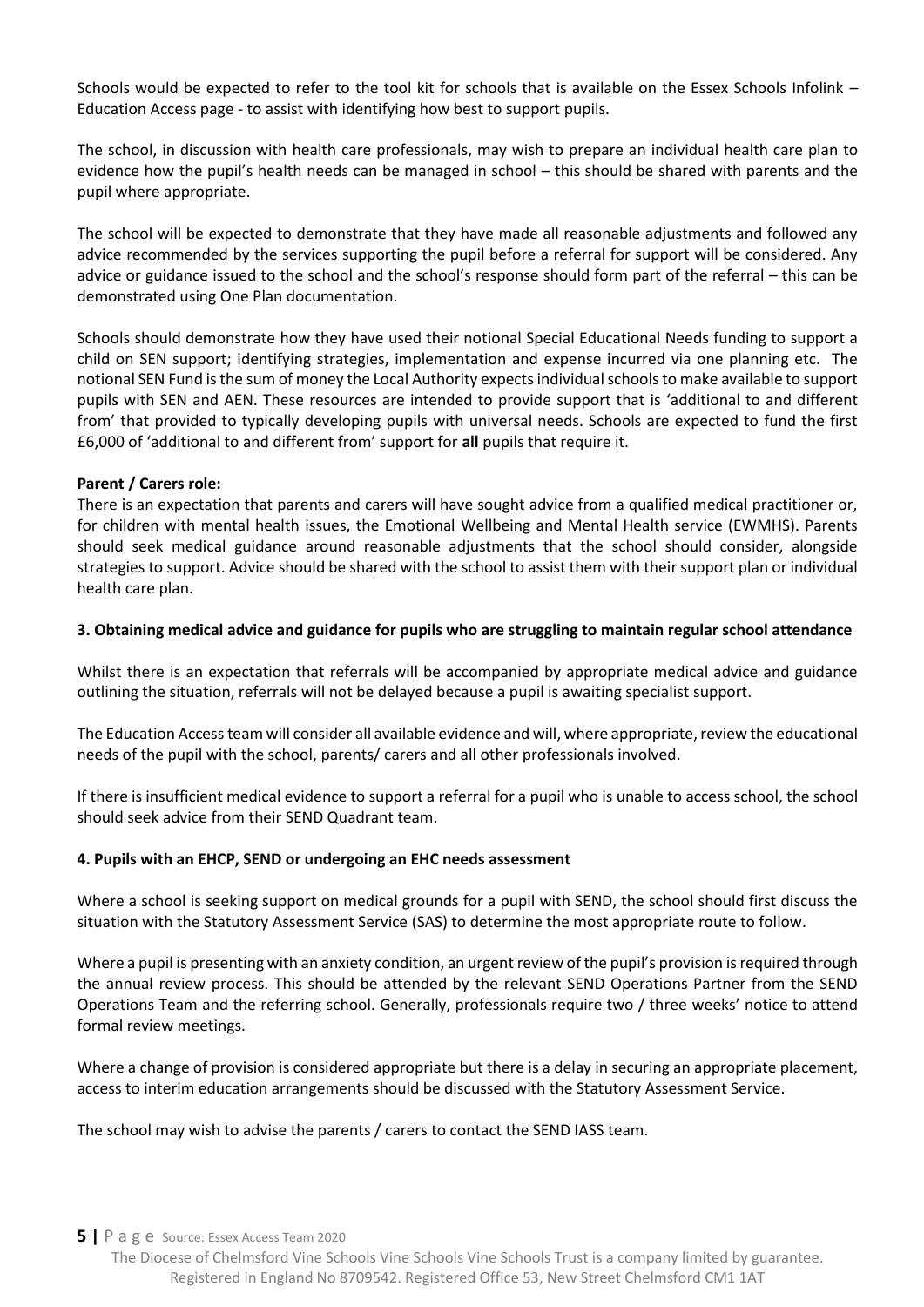Schools would be expected to refer to the tool kit for schools that is available on the Essex Schools Infolink – Education Access page - to assist with identifying how best to support pupils.

The school, in discussion with health care professionals, may wish to prepare an individual health care plan to evidence how the pupil's health needs can be managed in school – this should be shared with parents and the pupil where appropriate.

The school will be expected to demonstrate that they have made all reasonable adjustments and followed any advice recommended by the services supporting the pupil before a referral for support will be considered. Any advice or guidance issued to the school and the school's response should form part of the referral – this can be demonstrated using One Plan documentation.

Schools should demonstrate how they have used their notional Special Educational Needs funding to support a child on SEN support; identifying strategies, implementation and expense incurred via one planning etc. The notional SEN Fund is the sum of money the Local Authority expects individual schools to make available to support pupils with SEN and AEN. These resources are intended to provide support that is 'additional to and different from' that provided to typically developing pupils with universal needs. Schools are expected to fund the first £6,000 of 'additional to and different from' support for **all** pupils that require it.

**Parent / Carers role:**
There is an expectation that parents and carers will have sought advice from a qualified medical practitioner or, for children with mental health issues, the Emotional Wellbeing and Mental Health service (EWMHS). Parents should seek medical guidance around reasonable adjustments that the school should consider, alongside strategies to support. Advice should be shared with the school to assist them with their support plan or individual health care plan.

### 3. Obtaining medical advice and guidance for pupils who are struggling to maintain regular school attendance

Whilst there is an expectation that referrals will be accompanied by appropriate medical advice and guidance outlining the situation, referrals will not be delayed because a pupil is awaiting specialist support.

The Education Access team will consider all available evidence and will, where appropriate, review the educational needs of the pupil with the school, parents/ carers and all other professionals involved.

If there is insufficient medical evidence to support a referral for a pupil who is unable to access school, the school should seek advice from their SEND Quadrant team.

### 4. Pupils with an EHCP, SEND or undergoing an EHC needs assessment

Where a school is seeking support on medical grounds for a pupil with SEND, the school should first discuss the situation with the Statutory Assessment Service (SAS) to determine the most appropriate route to follow.

Where a pupil is presenting with an anxiety condition, an urgent review of the pupil's provision is required through the annual review process. This should be attended by the relevant SEND Operations Partner from the SEND Operations Team and the referring school. Generally, professionals require two / three weeks' notice to attend formal review meetings.

Where a change of provision is considered appropriate but there is a delay in securing an appropriate placement, access to interim education arrangements should be discussed with the Statutory Assessment Service.

The school may wish to advise the parents / carers to contact the SEND IASS team.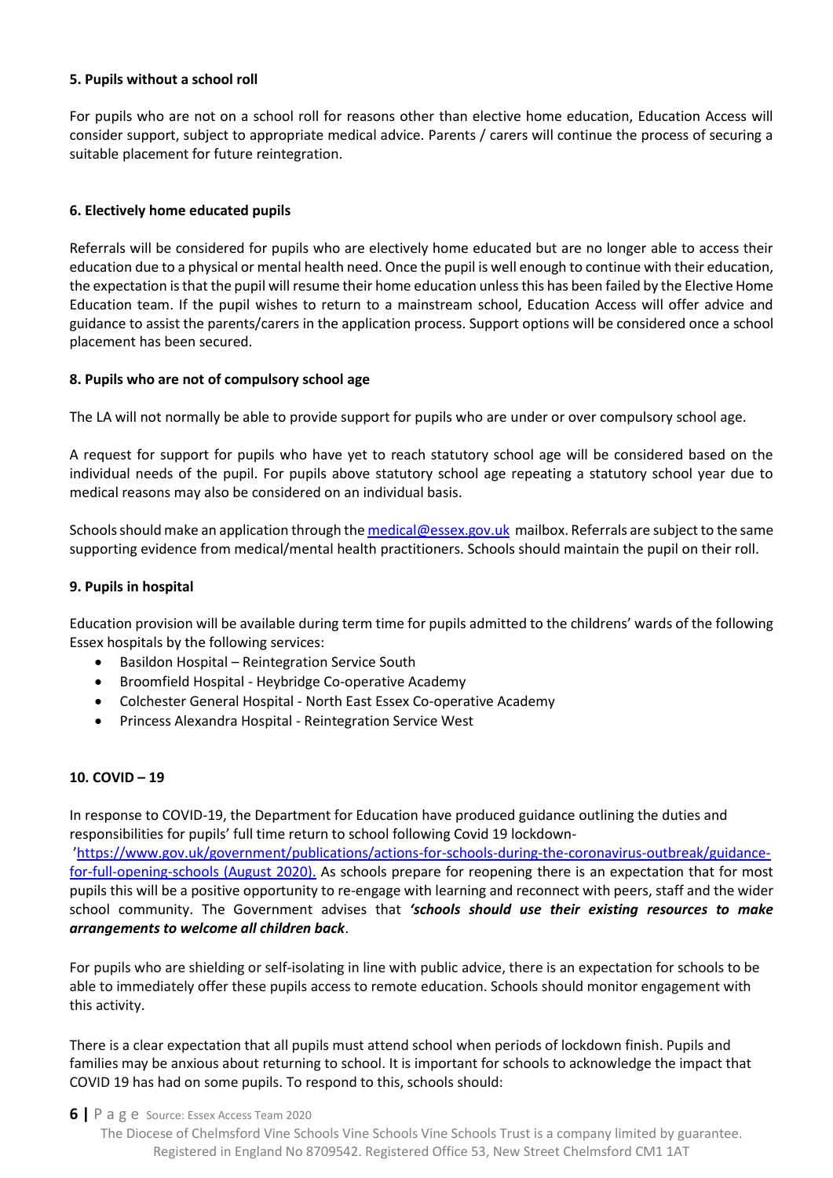**5. Pupils without a school roll**

For pupils who are not on a school roll for reasons other than elective home education, Education Access will consider support, subject to appropriate medical advice. Parents / carers will continue the process of securing a suitable placement for future reintegration.

**6. Electively home educated pupils**

Referrals will be considered for pupils who are electively home educated but are no longer able to access their education due to a physical or mental health need. Once the pupil is well enough to continue with their education, the expectation is that the pupil will resume their home education unless this has been failed by the Elective Home Education team. If the pupil wishes to return to a mainstream school, Education Access will offer advice and guidance to assist the parents/carers in the application process. Support options will be considered once a school placement has been secured.

**8. Pupils who are not of compulsory school age**

The LA will not normally be able to provide support for pupils who are under or over compulsory school age.

A request for support for pupils who have yet to reach statutory school age will be considered based on the individual needs of the pupil. For pupils above statutory school age repeating a statutory school year due to medical reasons may also be considered on an individual basis.

Schools should make an application through the [medical@essex.gov.uk](mailto:medical@essex.gov.uk) mailbox. Referrals are subject to the same supporting evidence from medical/mental health practitioners. Schools should maintain the pupil on their roll.

**9. Pupils in hospital**

Education provision will be available during term time for pupils admitted to the childrens' wards of the following Essex hospitals by the following services:

- Basildon Hospital – Reintegration Service South
- Broomfield Hospital - Heybridge Co-operative Academy
- Colchester General Hospital - North East Essex Co-operative Academy
- Princess Alexandra Hospital - Reintegration Service West

**10. COVID – 19**

In response to COVID-19, the Department for Education have produced guidance outlining the duties and responsibilities for pupils' full time return to school following Covid 19 lockdown- '[https://www.gov.uk/government/publications/actions-for-schools-during-the-coronavirus-outbreak/guidance-for-full-opening-schools (August 2020).](https://www.gov.uk/government/publications/actions-for-schools-during-the-coronavirus-outbreak/guidance-for-full-opening-schools) As schools prepare for reopening there is an expectation that for most pupils this will be a positive opportunity to re-engage with learning and reconnect with peers, staff and the wider school community. The Government advises that ***'schools should use their existing resources to make arrangements to welcome all children back***.

For pupils who are shielding or self-isolating in line with public advice, there is an expectation for schools to be able to immediately offer these pupils access to remote education. Schools should monitor engagement with this activity.

There is a clear expectation that all pupils must attend school when periods of lockdown finish. Pupils and families may be anxious about returning to school. It is important for schools to acknowledge the impact that COVID 19 has had on some pupils. To respond to this, schools should:

Source: Essex Access Team 2020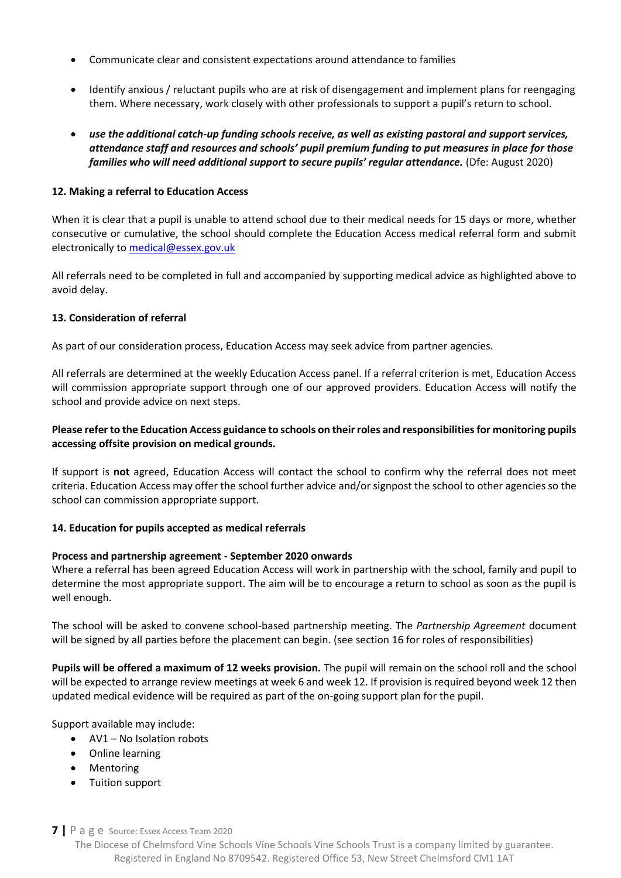- Communicate clear and consistent expectations around attendance to families

- Identify anxious / reluctant pupils who are at risk of disengagement and implement plans for reengaging them. Where necessary, work closely with other professionals to support a pupil's return to school.

- ***use the additional catch-up funding schools receive, as well as existing pastoral and support services, attendance staff and resources and schools' pupil premium funding to put measures in place for those families who will need additional support to secure pupils' regular attendance.*** (Dfe: August 2020)

**12. Making a referral to Education Access**

When it is clear that a pupil is unable to attend school due to their medical needs for 15 days or more, whether consecutive or cumulative, the school should complete the Education Access medical referral form and submit electronically to medical@essex.gov.uk

All referrals need to be completed in full and accompanied by supporting medical advice as highlighted above to avoid delay.

**13. Consideration of referral**

As part of our consideration process, Education Access may seek advice from partner agencies.

All referrals are determined at the weekly Education Access panel. If a referral criterion is met, Education Access will commission appropriate support through one of our approved providers. Education Access will notify the school and provide advice on next steps.

**Please refer to the Education Access guidance to schools on their roles and responsibilities for monitoring pupils accessing offsite provision on medical grounds.**

If support is **not** agreed, Education Access will contact the school to confirm why the referral does not meet criteria. Education Access may offer the school further advice and/or signpost the school to other agencies so the school can commission appropriate support.

**14. Education for pupils accepted as medical referrals**

**Process and partnership agreement - September 2020 onwards**
Where a referral has been agreed Education Access will work in partnership with the school, family and pupil to determine the most appropriate support. The aim will be to encourage a return to school as soon as the pupil is well enough.

The school will be asked to convene school-based partnership meeting. The *Partnership Agreement* document will be signed by all parties before the placement can begin. (see section 16 for roles of responsibilities)

**Pupils will be offered a maximum of 12 weeks provision.** The pupil will remain on the school roll and the school will be expected to arrange review meetings at week 6 and week 12. If provision is required beyond week 12 then updated medical evidence will be required as part of the on-going support plan for the pupil.

Support available may include:

- AV1 – No Isolation robots
- Online learning
- Mentoring
- Tuition support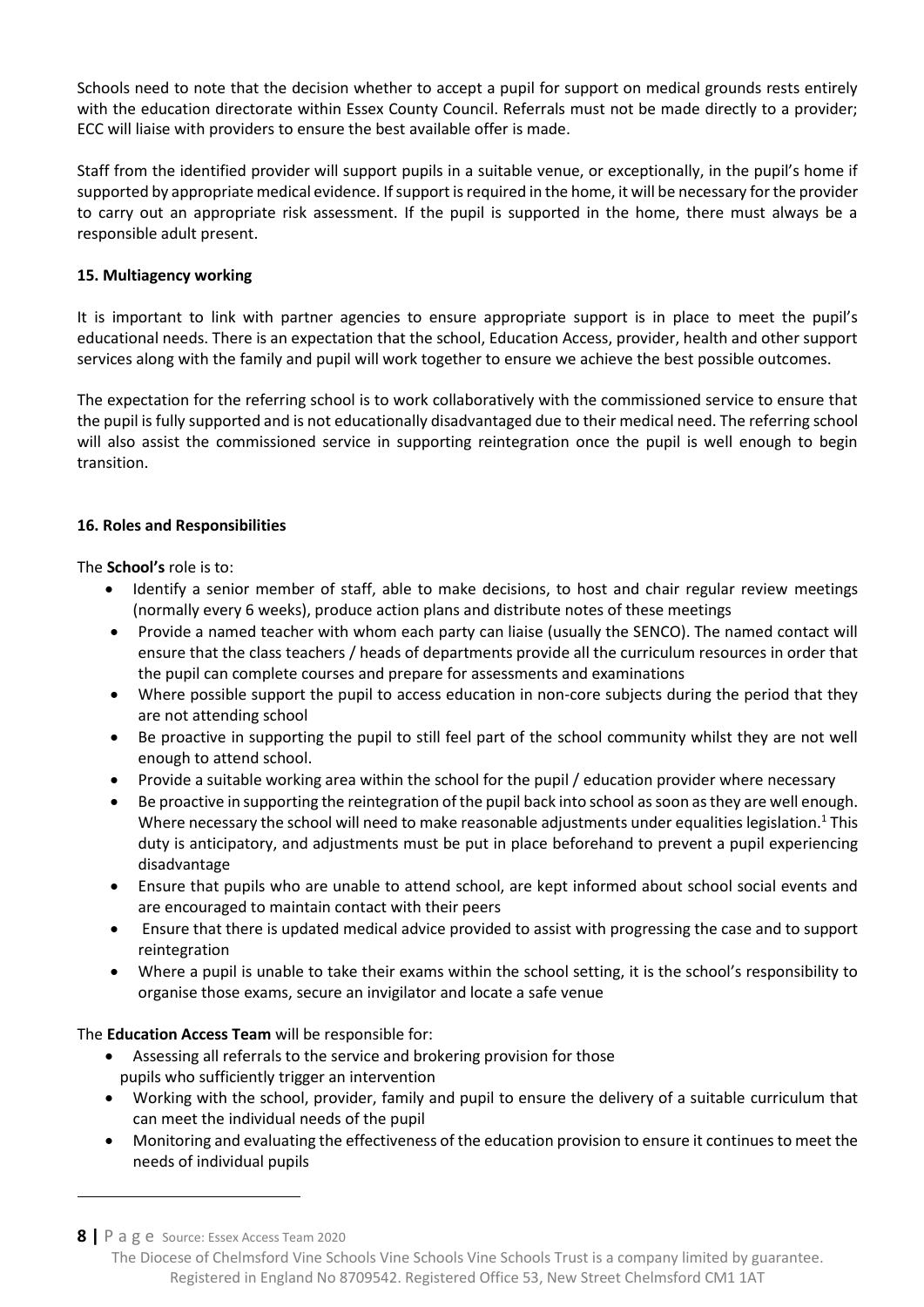Schools need to note that the decision whether to accept a pupil for support on medical grounds rests entirely with the education directorate within Essex County Council. Referrals must not be made directly to a provider; ECC will liaise with providers to ensure the best available offer is made.

Staff from the identified provider will support pupils in a suitable venue, or exceptionally, in the pupil's home if supported by appropriate medical evidence. If support is required in the home, it will be necessary for the provider to carry out an appropriate risk assessment. If the pupil is supported in the home, there must always be a responsible adult present.

**15. Multiagency working**

It is important to link with partner agencies to ensure appropriate support is in place to meet the pupil's educational needs. There is an expectation that the school, Education Access, provider, health and other support services along with the family and pupil will work together to ensure we achieve the best possible outcomes.

The expectation for the referring school is to work collaboratively with the commissioned service to ensure that the pupil is fully supported and is not educationally disadvantaged due to their medical need. The referring school will also assist the commissioned service in supporting reintegration once the pupil is well enough to begin transition.

**16. Roles and Responsibilities**

The **School's** role is to:

- Identify a senior member of staff, able to make decisions, to host and chair regular review meetings (normally every 6 weeks), produce action plans and distribute notes of these meetings
- Provide a named teacher with whom each party can liaise (usually the SENCO). The named contact will ensure that the class teachers / heads of departments provide all the curriculum resources in order that the pupil can complete courses and prepare for assessments and examinations
- Where possible support the pupil to access education in non-core subjects during the period that they are not attending school
- Be proactive in supporting the pupil to still feel part of the school community whilst they are not well enough to attend school.
- Provide a suitable working area within the school for the pupil / education provider where necessary
- Be proactive in supporting the reintegration of the pupil back into school as soon as they are well enough. Where necessary the school will need to make reasonable adjustments under equalities legislation.[1] This duty is anticipatory, and adjustments must be put in place beforehand to prevent a pupil experiencing disadvantage
- Ensure that pupils who are unable to attend school, are kept informed about school social events and are encouraged to maintain contact with their peers
- Ensure that there is updated medical advice provided to assist with progressing the case and to support reintegration
- Where a pupil is unable to take their exams within the school setting, it is the school's responsibility to organise those exams, secure an invigilator and locate a safe venue

The **Education Access Team** will be responsible for:

- Assessing all referrals to the service and brokering provision for those pupils who sufficiently trigger an intervention
- Working with the school, provider, family and pupil to ensure the delivery of a suitable curriculum that can meet the individual needs of the pupil
- Monitoring and evaluating the effectiveness of the education provision to ensure it continues to meet the needs of individual pupils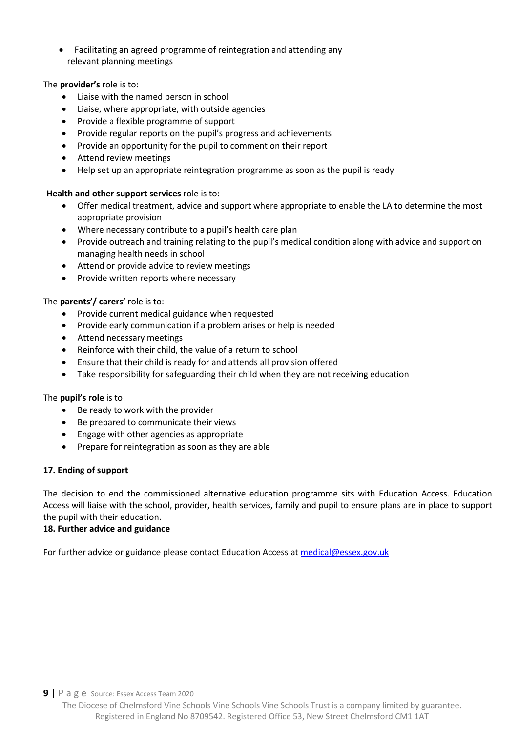- Facilitating an agreed programme of reintegration and attending any relevant planning meetings

The **provider's** role is to:

- Liaise with the named person in school
- Liaise, where appropriate, with outside agencies
- Provide a flexible programme of support
- Provide regular reports on the pupil's progress and achievements
- Provide an opportunity for the pupil to comment on their report
- Attend review meetings
- Help set up an appropriate reintegration programme as soon as the pupil is ready

**Health and other support services** role is to:

- Offer medical treatment, advice and support where appropriate to enable the LA to determine the most appropriate provision
- Where necessary contribute to a pupil's health care plan
- Provide outreach and training relating to the pupil's medical condition along with advice and support on managing health needs in school
- Attend or provide advice to review meetings
- Provide written reports where necessary

The **parents'/ carers'** role is to:

- Provide current medical guidance when requested
- Provide early communication if a problem arises or help is needed
- Attend necessary meetings
- Reinforce with their child, the value of a return to school
- Ensure that their child is ready for and attends all provision offered
- Take responsibility for safeguarding their child when they are not receiving education

The **pupil's role** is to:

- Be ready to work with the provider
- Be prepared to communicate their views
- Engage with other agencies as appropriate
- Prepare for reintegration as soon as they are able

## 17. Ending of support

The decision to end the commissioned alternative education programme sits with Education Access. Education Access will liaise with the school, provider, health services, family and pupil to ensure plans are in place to support the pupil with their education.

## 18. Further advice and guidance

For further advice or guidance please contact Education Access at [medical@essex.gov.uk](mailto:medical@essex.gov.uk)

Source: Essex Access Team 2020